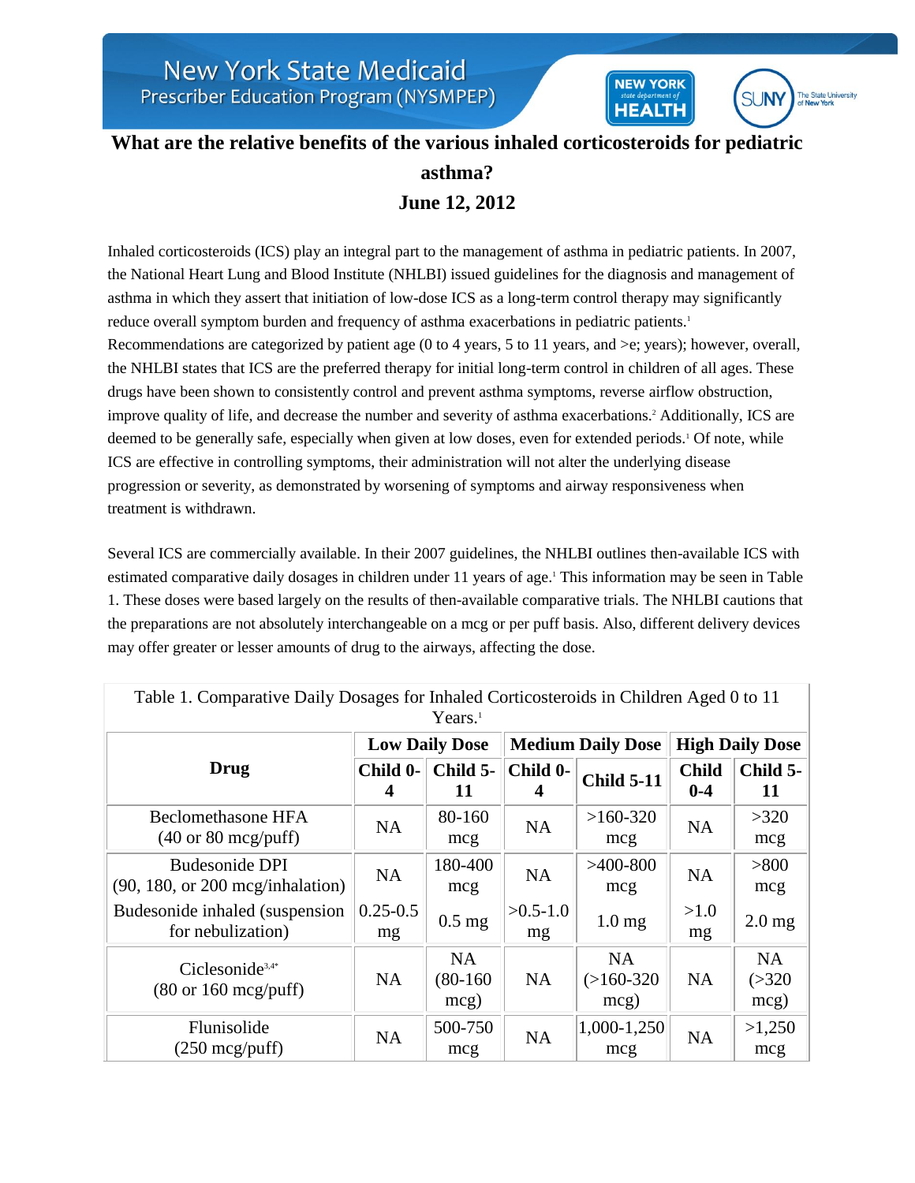New York State Medicaid
Prescriber Education Program (NYSMPEP)

# What are the relative benefits of the various inhaled corticosteroids for pediatric asthma?

## June 12, 2012

Inhaled corticosteroids (ICS) play an integral part to the management of asthma in pediatric patients. In 2007, the National Heart Lung and Blood Institute (NHLBI) issued guidelines for the diagnosis and management of asthma in which they assert that initiation of low-dose ICS as a long-term control therapy may significantly reduce overall symptom burden and frequency of asthma exacerbations in pediatric patients.[1] Recommendations are categorized by patient age (0 to 4 years, 5 to 11 years, and >e; years); however, overall, the NHLBI states that ICS are the preferred therapy for initial long-term control in children of all ages. These drugs have been shown to consistently control and prevent asthma symptoms, reverse airflow obstruction, improve quality of life, and decrease the number and severity of asthma exacerbations.[2] Additionally, ICS are deemed to be generally safe, especially when given at low doses, even for extended periods.[1] Of note, while ICS are effective in controlling symptoms, their administration will not alter the underlying disease progression or severity, as demonstrated by worsening of symptoms and airway responsiveness when treatment is withdrawn.

Several ICS are commercially available. In their 2007 guidelines, the NHLBI outlines then-available ICS with estimated comparative daily dosages in children under 11 years of age.[1] This information may be seen in Table 1. These doses were based largely on the results of then-available comparative trials. The NHLBI cautions that the preparations are not absolutely interchangeable on a mcg or per puff basis. Also, different delivery devices may offer greater or lesser amounts of drug to the airways, affecting the dose.

Table 1. Comparative Daily Dosages for Inhaled Corticosteroids in Children Aged 0 to 11 Years.[1]

| Drug | Low Daily Dose | | Medium Daily Dose | | High Daily Dose | |
|---|---|---|---|---|---|---|
| | Child 0-4 | Child 5-11 | Child 0-4 | Child 5-11 | Child 0-4 | Child 5-11 |
| Beclomethasone HFA (40 or 80 mcg/puff) | NA | 80-160 mcg | NA | >160-320 mcg | NA | >320 mcg |
| Budesonide DPI (90, 180, or 200 mcg/inhalation) | NA | 180-400 mcg | NA | >400-800 mcg | NA | >800 mcg |
| Budesonide inhaled (suspension for nebulization) | 0.25-0.5 mg | 0.5 mg | >0.5-1.0 mg | 1.0 mg | >1.0 mg | 2.0 mg |
| Ciclesonide[3,4*] (80 or 160 mcg/puff) | NA | NA (80-160 mcg) | NA | NA (>160-320 mcg) | NA | NA (>320 mcg) |
| Flunisolide (250 mcg/puff) | NA | 500-750 mcg | NA | 1,000-1,250 mcg | NA | >1,250 mcg |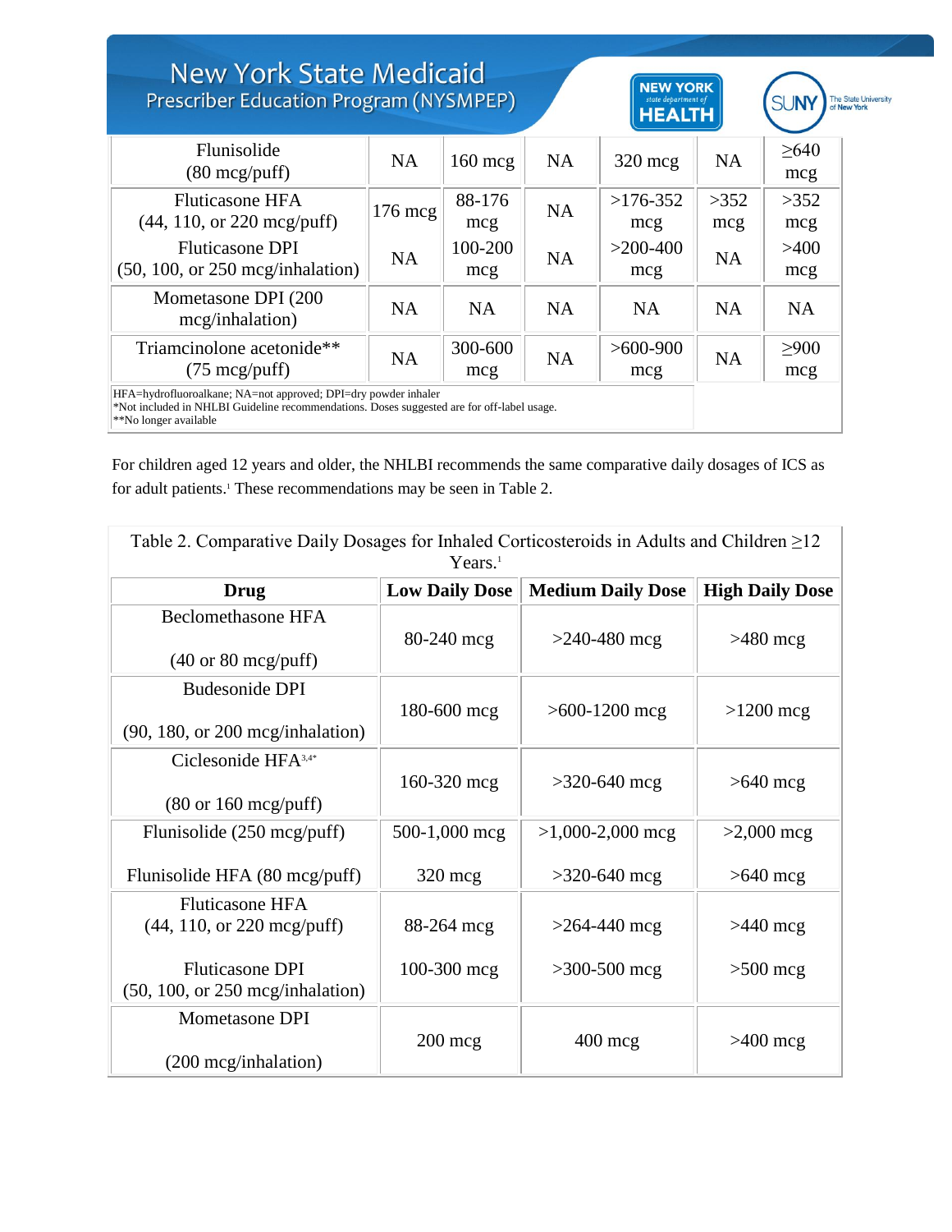| | | | | | | |
|---|---|---|---|---|---|---|
| Flunisolide (80 mcg/puff) | NA | 160 mcg | NA | 320 mcg | NA | ≥640 mcg |
| Fluticasone HFA (44, 110, or 220 mcg/puff) | 176 mcg | 88-176 mcg | NA | >176-352 mcg | >352 mcg | >352 mcg |
| Fluticasone DPI (50, 100, or 250 mcg/inhalation) | NA | 100-200 mcg | NA | >200-400 mcg | NA | >400 mcg |
| Mometasone DPI (200 mcg/inhalation) | NA | NA | NA | NA | NA | NA |
| Triamcinolone acetonide** (75 mcg/puff) | NA | 300-600 mcg | NA | >600-900 mcg | NA | ≥900 mcg |

HFA=hydrofluoroalkane; NA=not approved; DPI=dry powder inhaler
*Not included in NHLBI Guideline recommendations. Doses suggested are for off-label usage.
**No longer available

For children aged 12 years and older, the NHLBI recommends the same comparative daily dosages of ICS as for adult patients.[1] These recommendations may be seen in Table 2.

Table 2. Comparative Daily Dosages for Inhaled Corticosteroids in Adults and Children ≥12 Years.[1]

| Drug | Low Daily Dose | Medium Daily Dose | High Daily Dose |
|---|---|---|---|
| Beclomethasone HFA (40 or 80 mcg/puff) | 80-240 mcg | >240-480 mcg | >480 mcg |
| Budesonide DPI (90, 180, or 200 mcg/inhalation) | 180-600 mcg | >600-1200 mcg | >1200 mcg |
| Ciclesonide HFA[3,4*] (80 or 160 mcg/puff) | 160-320 mcg | >320-640 mcg | >640 mcg |
| Flunisolide (250 mcg/puff) | 500-1,000 mcg | >1,000-2,000 mcg | >2,000 mcg |
| Flunisolide HFA (80 mcg/puff) | 320 mcg | >320-640 mcg | >640 mcg |
| Fluticasone HFA (44, 110, or 220 mcg/puff) | 88-264 mcg | >264-440 mcg | >440 mcg |
| Fluticasone DPI (50, 100, or 250 mcg/inhalation) | 100-300 mcg | >300-500 mcg | >500 mcg |
| Mometasone DPI (200 mcg/inhalation) | 200 mcg | 400 mcg | >400 mcg |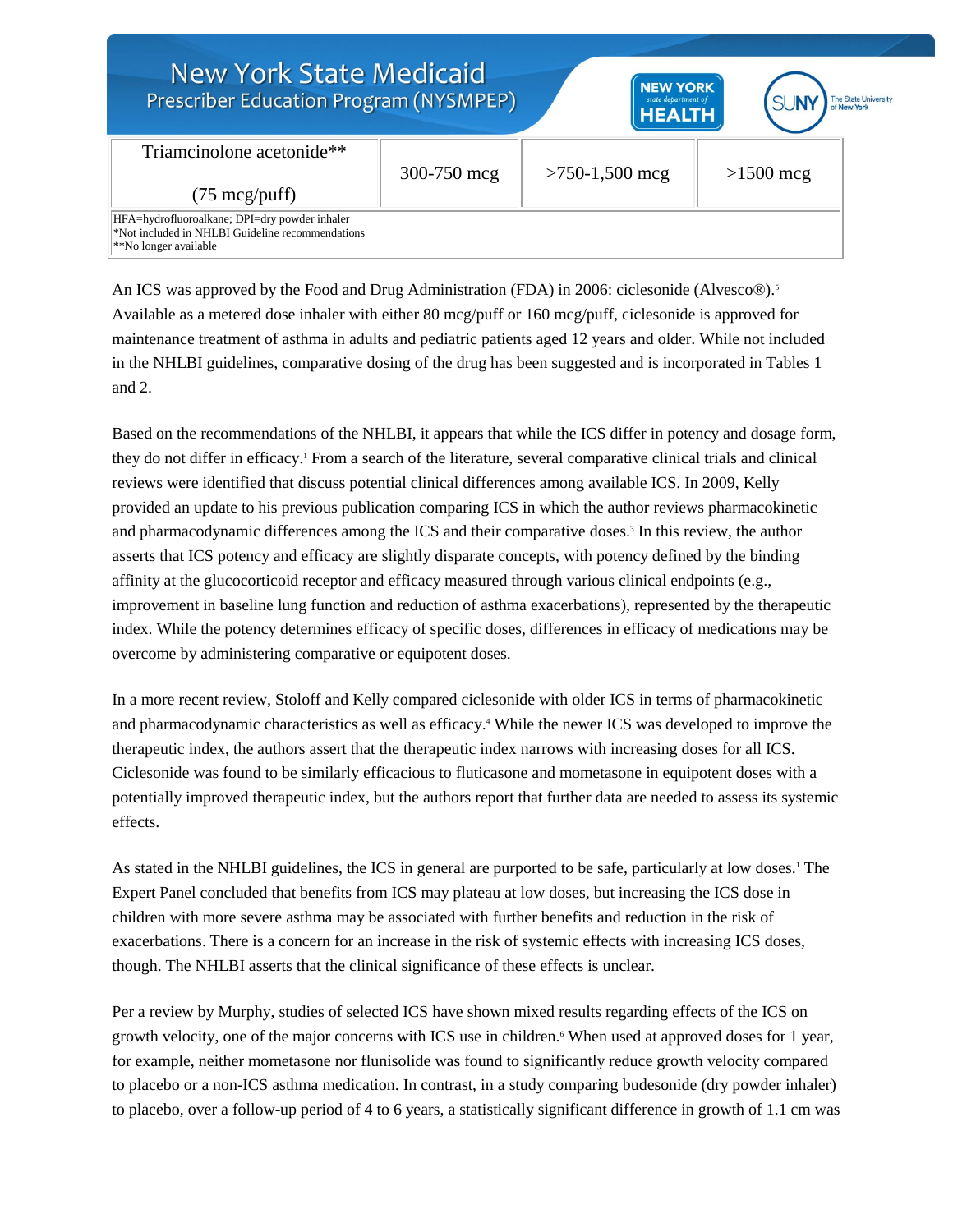| Triamcinolone acetonide** (75 mcg/puff) | 300-750 mcg | >750-1,500 mcg | >1500 mcg |
|---|---|---|---|

HFA=hydrofluoroalkane; DPI=dry powder inhaler
*Not included in NHLBI Guideline recommendations
**No longer available

An ICS was approved by the Food and Drug Administration (FDA) in 2006: ciclesonide (Alvesco®).[5] Available as a metered dose inhaler with either 80 mcg/puff or 160 mcg/puff, ciclesonide is approved for maintenance treatment of asthma in adults and pediatric patients aged 12 years and older. While not included in the NHLBI guidelines, comparative dosing of the drug has been suggested and is incorporated in Tables 1 and 2.

Based on the recommendations of the NHLBI, it appears that while the ICS differ in potency and dosage form, they do not differ in efficacy.[1] From a search of the literature, several comparative clinical trials and clinical reviews were identified that discuss potential clinical differences among available ICS. In 2009, Kelly provided an update to his previous publication comparing ICS in which the author reviews pharmacokinetic and pharmacodynamic differences among the ICS and their comparative doses.[3] In this review, the author asserts that ICS potency and efficacy are slightly disparate concepts, with potency defined by the binding affinity at the glucocorticoid receptor and efficacy measured through various clinical endpoints (e.g., improvement in baseline lung function and reduction of asthma exacerbations), represented by the therapeutic index. While the potency determines efficacy of specific doses, differences in efficacy of medications may be overcome by administering comparative or equipotent doses.

In a more recent review, Stoloff and Kelly compared ciclesonide with older ICS in terms of pharmacokinetic and pharmacodynamic characteristics as well as efficacy.[4] While the newer ICS was developed to improve the therapeutic index, the authors assert that the therapeutic index narrows with increasing doses for all ICS. Ciclesonide was found to be similarly efficacious to fluticasone and mometasone in equipotent doses with a potentially improved therapeutic index, but the authors report that further data are needed to assess its systemic effects.

As stated in the NHLBI guidelines, the ICS in general are purported to be safe, particularly at low doses.[1] The Expert Panel concluded that benefits from ICS may plateau at low doses, but increasing the ICS dose in children with more severe asthma may be associated with further benefits and reduction in the risk of exacerbations. There is a concern for an increase in the risk of systemic effects with increasing ICS doses, though. The NHLBI asserts that the clinical significance of these effects is unclear.

Per a review by Murphy, studies of selected ICS have shown mixed results regarding effects of the ICS on growth velocity, one of the major concerns with ICS use in children.[6] When used at approved doses for 1 year, for example, neither mometasone nor flunisolide was found to significantly reduce growth velocity compared to placebo or a non-ICS asthma medication. In contrast, in a study comparing budesonide (dry powder inhaler) to placebo, over a follow-up period of 4 to 6 years, a statistically significant difference in growth of 1.1 cm was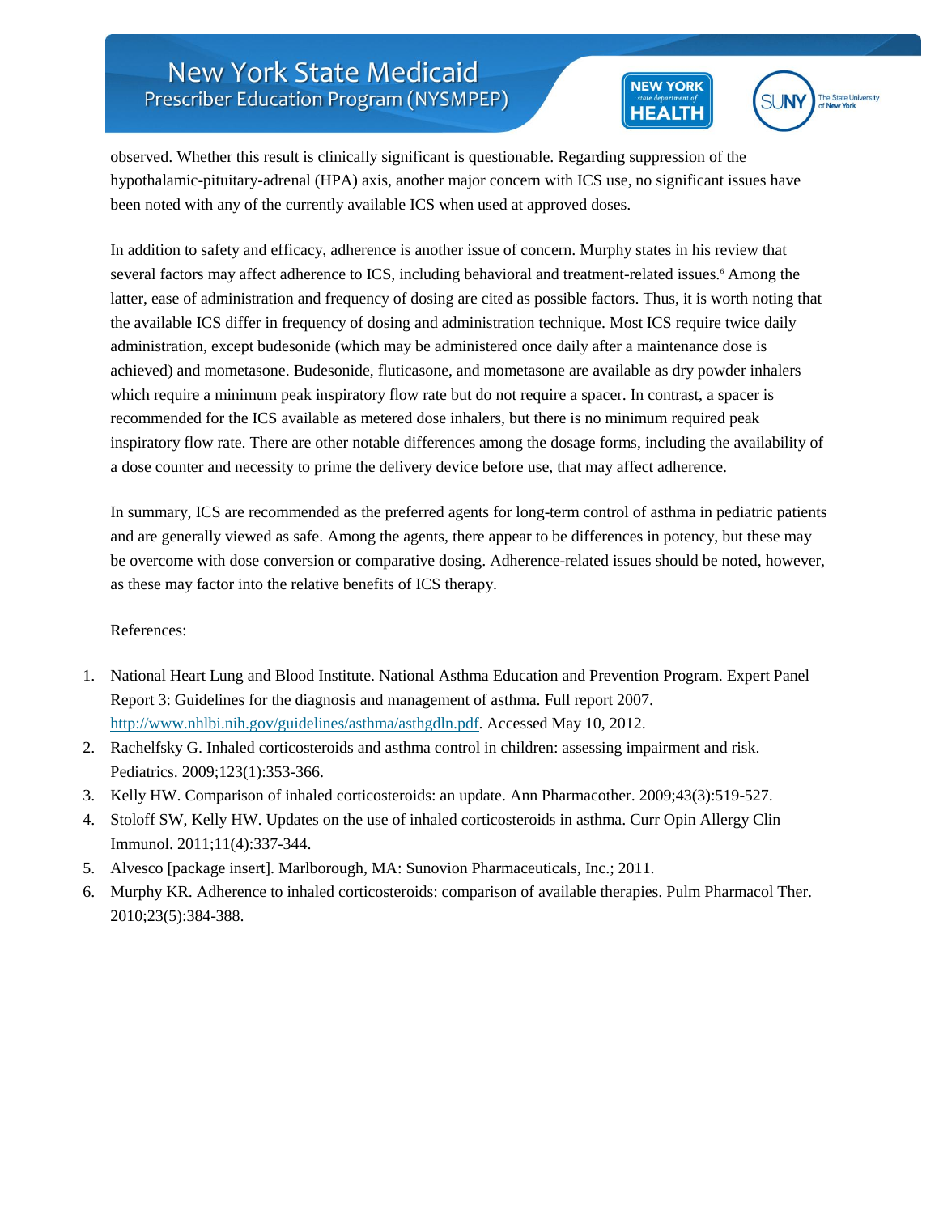observed. Whether this result is clinically significant is questionable. Regarding suppression of the hypothalamic-pituitary-adrenal (HPA) axis, another major concern with ICS use, no significant issues have been noted with any of the currently available ICS when used at approved doses.

In addition to safety and efficacy, adherence is another issue of concern. Murphy states in his review that several factors may affect adherence to ICS, including behavioral and treatment-related issues.[6] Among the latter, ease of administration and frequency of dosing are cited as possible factors. Thus, it is worth noting that the available ICS differ in frequency of dosing and administration technique. Most ICS require twice daily administration, except budesonide (which may be administered once daily after a maintenance dose is achieved) and mometasone. Budesonide, fluticasone, and mometasone are available as dry powder inhalers which require a minimum peak inspiratory flow rate but do not require a spacer. In contrast, a spacer is recommended for the ICS available as metered dose inhalers, but there is no minimum required peak inspiratory flow rate. There are other notable differences among the dosage forms, including the availability of a dose counter and necessity to prime the delivery device before use, that may affect adherence.

In summary, ICS are recommended as the preferred agents for long-term control of asthma in pediatric patients and are generally viewed as safe. Among the agents, there appear to be differences in potency, but these may be overcome with dose conversion or comparative dosing. Adherence-related issues should be noted, however, as these may factor into the relative benefits of ICS therapy.

References:

1. National Heart Lung and Blood Institute. National Asthma Education and Prevention Program. Expert Panel Report 3: Guidelines for the diagnosis and management of asthma. Full report 2007. http://www.nhlbi.nih.gov/guidelines/asthma/asthgdln.pdf. Accessed May 10, 2012.
2. Rachelfsky G. Inhaled corticosteroids and asthma control in children: assessing impairment and risk. Pediatrics. 2009;123(1):353-366.
3. Kelly HW. Comparison of inhaled corticosteroids: an update. Ann Pharmacother. 2009;43(3):519-527.
4. Stoloff SW, Kelly HW. Updates on the use of inhaled corticosteroids in asthma. Curr Opin Allergy Clin Immunol. 2011;11(4):337-344.
5. Alvesco [package insert]. Marlborough, MA: Sunovion Pharmaceuticals, Inc.; 2011.
6. Murphy KR. Adherence to inhaled corticosteroids: comparison of available therapies. Pulm Pharmacol Ther. 2010;23(5):384-388.